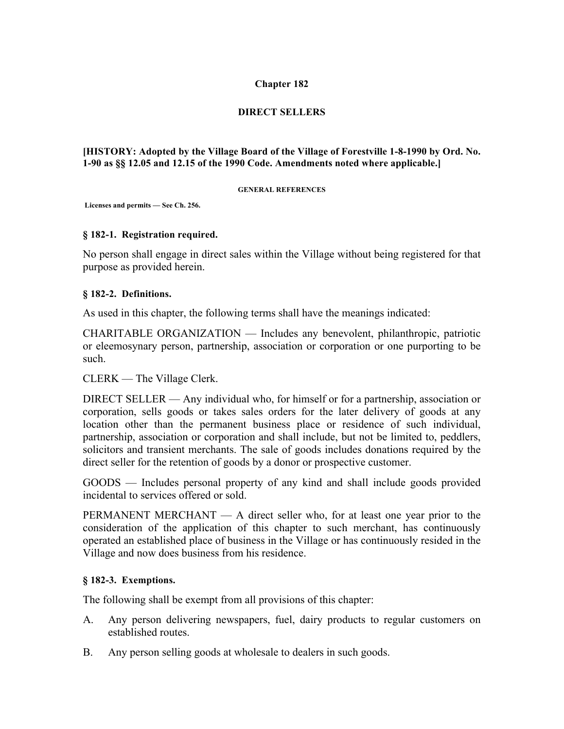# Chapter 182

# DIRECT SELLERS

**[HISTORY: Adopted by the Village Board of the Village of Forestville 1-8-1990 by Ord. No. 1-90 as §§ 12.05 and 12.15 of the 1990 Code. Amendments noted where applicable.]**

**GENERAL REFERENCES**

**Licenses and permits — See Ch. 256.**

### § 182-1. Registration required.

No person shall engage in direct sales within the Village without being registered for that purpose as provided herein.

### § 182-2. Definitions.

As used in this chapter, the following terms shall have the meanings indicated:

CHARITABLE ORGANIZATION — Includes any benevolent, philanthropic, patriotic or eleemosynary person, partnership, association or corporation or one purporting to be such.

CLERK — The Village Clerk.

DIRECT SELLER — Any individual who, for himself or for a partnership, association or corporation, sells goods or takes sales orders for the later delivery of goods at any location other than the permanent business place or residence of such individual, partnership, association or corporation and shall include, but not be limited to, peddlers, solicitors and transient merchants. The sale of goods includes donations required by the direct seller for the retention of goods by a donor or prospective customer.

GOODS — Includes personal property of any kind and shall include goods provided incidental to services offered or sold.

PERMANENT MERCHANT — A direct seller who, for at least one year prior to the consideration of the application of this chapter to such merchant, has continuously operated an established place of business in the Village or has continuously resided in the Village and now does business from his residence.

### § 182-3. Exemptions.

The following shall be exempt from all provisions of this chapter:

A. Any person delivering newspapers, fuel, dairy products to regular customers on established routes.

B. Any person selling goods at wholesale to dealers in such goods.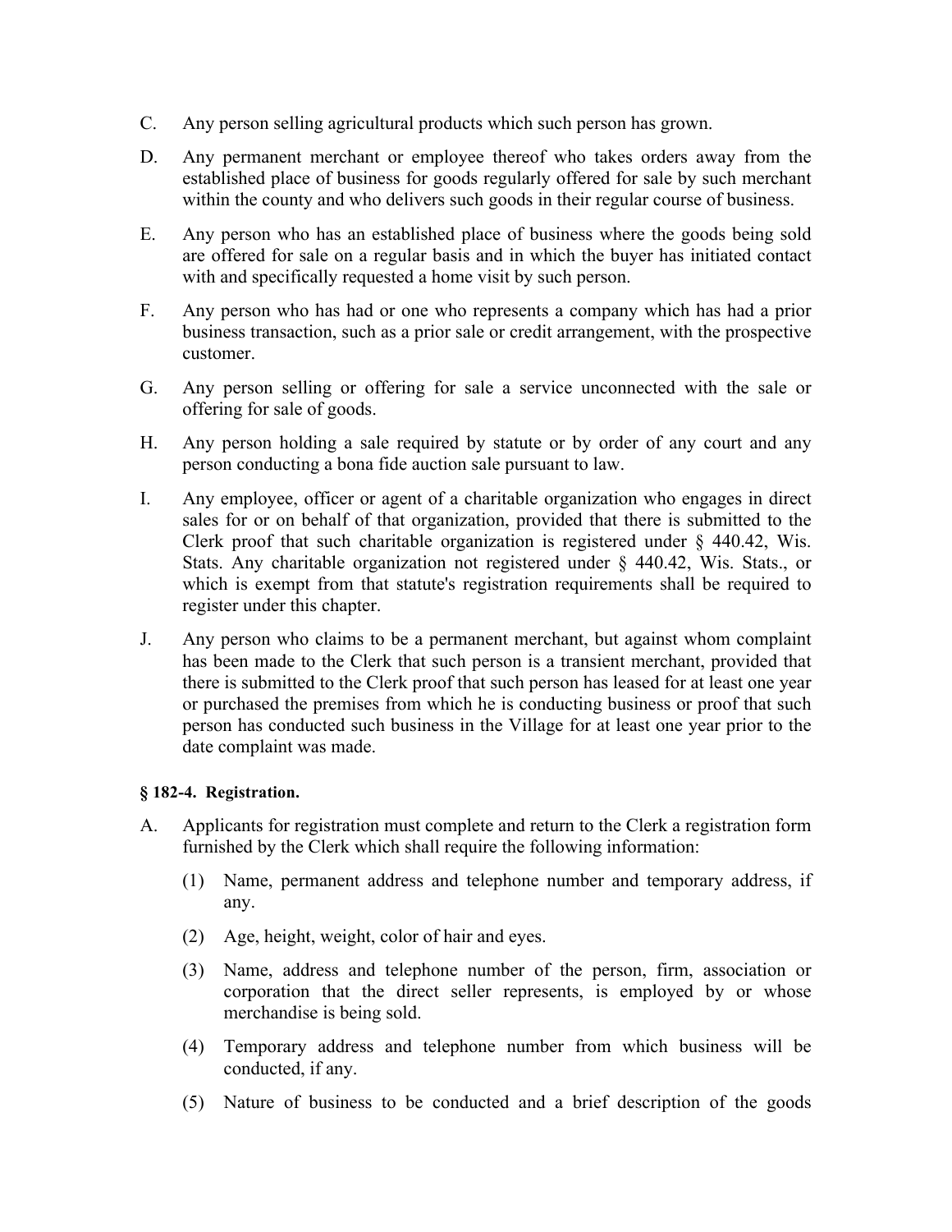C. Any person selling agricultural products which such person has grown.

D. Any permanent merchant or employee thereof who takes orders away from the established place of business for goods regularly offered for sale by such merchant within the county and who delivers such goods in their regular course of business.

E. Any person who has an established place of business where the goods being sold are offered for sale on a regular basis and in which the buyer has initiated contact with and specifically requested a home visit by such person.

F. Any person who has had or one who represents a company which has had a prior business transaction, such as a prior sale or credit arrangement, with the prospective customer.

G. Any person selling or offering for sale a service unconnected with the sale or offering for sale of goods.

H. Any person holding a sale required by statute or by order of any court and any person conducting a bona fide auction sale pursuant to law.

I. Any employee, officer or agent of a charitable organization who engages in direct sales for or on behalf of that organization, provided that there is submitted to the Clerk proof that such charitable organization is registered under § 440.42, Wis. Stats. Any charitable organization not registered under § 440.42, Wis. Stats., or which is exempt from that statute's registration requirements shall be required to register under this chapter.

J. Any person who claims to be a permanent merchant, but against whom complaint has been made to the Clerk that such person is a transient merchant, provided that there is submitted to the Clerk proof that such person has leased for at least one year or purchased the premises from which he is conducting business or proof that such person has conducted such business in the Village for at least one year prior to the date complaint was made.

**§ 182-4. Registration.**

A. Applicants for registration must complete and return to the Clerk a registration form furnished by the Clerk which shall require the following information:

   (1) Name, permanent address and telephone number and temporary address, if any.

   (2) Age, height, weight, color of hair and eyes.

   (3) Name, address and telephone number of the person, firm, association or corporation that the direct seller represents, is employed by or whose merchandise is being sold.

   (4) Temporary address and telephone number from which business will be conducted, if any.

   (5) Nature of business to be conducted and a brief description of the goods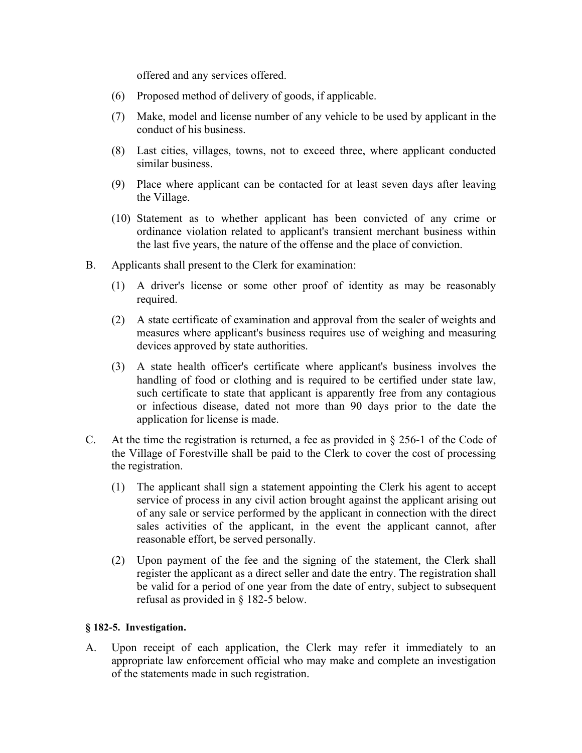offered and any services offered.

(6) Proposed method of delivery of goods, if applicable.

(7) Make, model and license number of any vehicle to be used by applicant in the conduct of his business.

(8) Last cities, villages, towns, not to exceed three, where applicant conducted similar business.

(9) Place where applicant can be contacted for at least seven days after leaving the Village.

(10) Statement as to whether applicant has been convicted of any crime or ordinance violation related to applicant's transient merchant business within the last five years, the nature of the offense and the place of conviction.

B. Applicants shall present to the Clerk for examination:

(1) A driver's license or some other proof of identity as may be reasonably required.

(2) A state certificate of examination and approval from the sealer of weights and measures where applicant's business requires use of weighing and measuring devices approved by state authorities.

(3) A state health officer's certificate where applicant's business involves the handling of food or clothing and is required to be certified under state law, such certificate to state that applicant is apparently free from any contagious or infectious disease, dated not more than 90 days prior to the date the application for license is made.

C. At the time the registration is returned, a fee as provided in § 256-1 of the Code of the Village of Forestville shall be paid to the Clerk to cover the cost of processing the registration.

(1) The applicant shall sign a statement appointing the Clerk his agent to accept service of process in any civil action brought against the applicant arising out of any sale or service performed by the applicant in connection with the direct sales activities of the applicant, in the event the applicant cannot, after reasonable effort, be served personally.

(2) Upon payment of the fee and the signing of the statement, the Clerk shall register the applicant as a direct seller and date the entry. The registration shall be valid for a period of one year from the date of entry, subject to subsequent refusal as provided in § 182-5 below.

**§ 182-5. Investigation.**

A. Upon receipt of each application, the Clerk may refer it immediately to an appropriate law enforcement official who may make and complete an investigation of the statements made in such registration.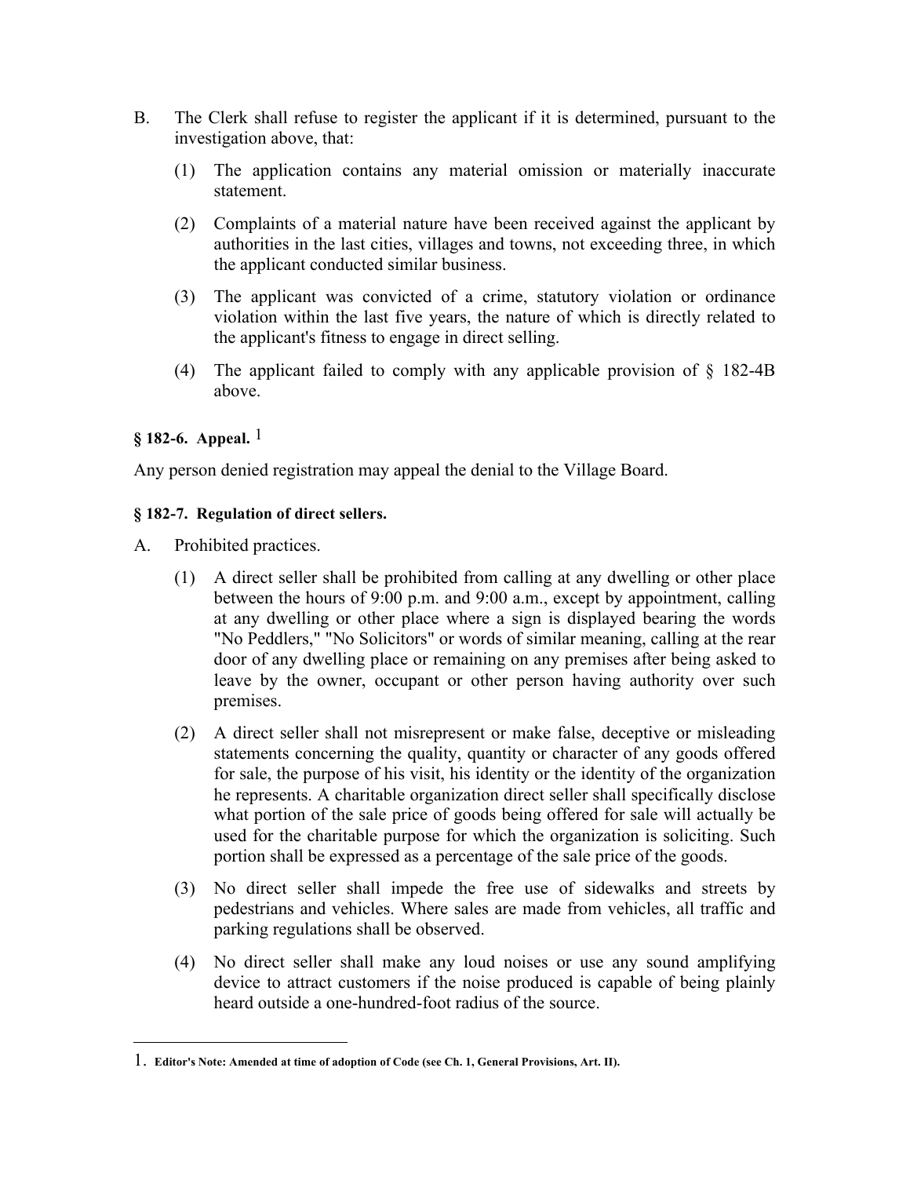B. The Clerk shall refuse to register the applicant if it is determined, pursuant to the investigation above, that:

   (1) The application contains any material omission or materially inaccurate statement.

   (2) Complaints of a material nature have been received against the applicant by authorities in the last cities, villages and towns, not exceeding three, in which the applicant conducted similar business.

   (3) The applicant was convicted of a crime, statutory violation or ordinance violation within the last five years, the nature of which is directly related to the applicant's fitness to engage in direct selling.

   (4) The applicant failed to comply with any applicable provision of § 182-4B above.

**§ 182-6. Appeal.** [1]

Any person denied registration may appeal the denial to the Village Board.

**§ 182-7. Regulation of direct sellers.**

A. Prohibited practices.

   (1) A direct seller shall be prohibited from calling at any dwelling or other place between the hours of 9:00 p.m. and 9:00 a.m., except by appointment, calling at any dwelling or other place where a sign is displayed bearing the words "No Peddlers," "No Solicitors" or words of similar meaning, calling at the rear door of any dwelling place or remaining on any premises after being asked to leave by the owner, occupant or other person having authority over such premises.

   (2) A direct seller shall not misrepresent or make false, deceptive or misleading statements concerning the quality, quantity or character of any goods offered for sale, the purpose of his visit, his identity or the identity of the organization he represents. A charitable organization direct seller shall specifically disclose what portion of the sale price of goods being offered for sale will actually be used for the charitable purpose for which the organization is soliciting. Such portion shall be expressed as a percentage of the sale price of the goods.

   (3) No direct seller shall impede the free use of sidewalks and streets by pedestrians and vehicles. Where sales are made from vehicles, all traffic and parking regulations shall be observed.

   (4) No direct seller shall make any loud noises or use any sound amplifying device to attract customers if the noise produced is capable of being plainly heard outside a one-hundred-foot radius of the source.

---

1. **Editor's Note: Amended at time of adoption of Code (see Ch. 1, General Provisions, Art. II).**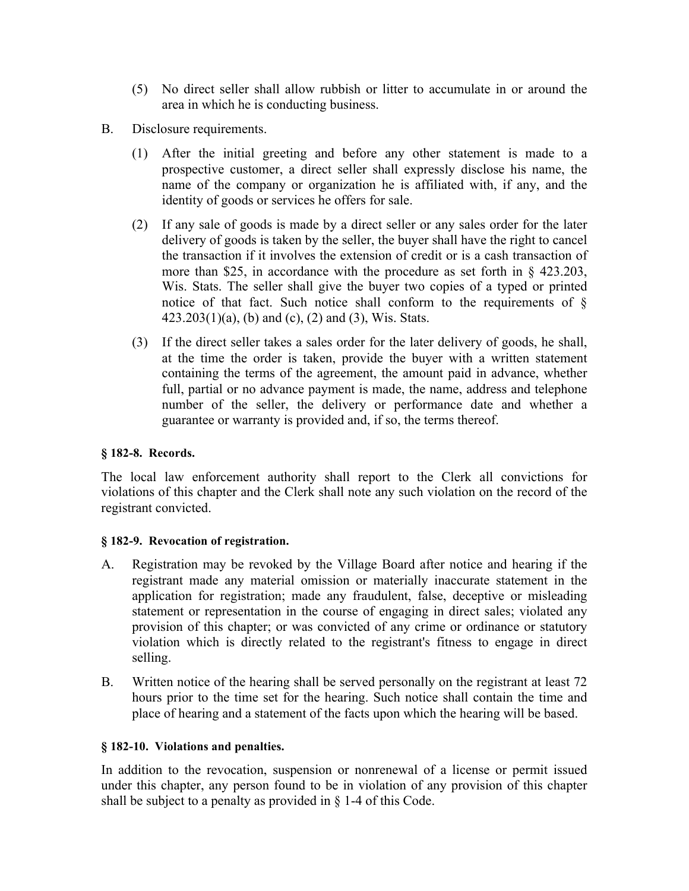(5) No direct seller shall allow rubbish or litter to accumulate in or around the area in which he is conducting business.

B. Disclosure requirements.

(1) After the initial greeting and before any other statement is made to a prospective customer, a direct seller shall expressly disclose his name, the name of the company or organization he is affiliated with, if any, and the identity of goods or services he offers for sale.

(2) If any sale of goods is made by a direct seller or any sales order for the later delivery of goods is taken by the seller, the buyer shall have the right to cancel the transaction if it involves the extension of credit or is a cash transaction of more than $25, in accordance with the procedure as set forth in § 423.203, Wis. Stats. The seller shall give the buyer two copies of a typed or printed notice of that fact. Such notice shall conform to the requirements of § 423.203(1)(a), (b) and (c), (2) and (3), Wis. Stats.

(3) If the direct seller takes a sales order for the later delivery of goods, he shall, at the time the order is taken, provide the buyer with a written statement containing the terms of the agreement, the amount paid in advance, whether full, partial or no advance payment is made, the name, address and telephone number of the seller, the delivery or performance date and whether a guarantee or warranty is provided and, if so, the terms thereof.

#### § 182-8. Records.

The local law enforcement authority shall report to the Clerk all convictions for violations of this chapter and the Clerk shall note any such violation on the record of the registrant convicted.

#### § 182-9. Revocation of registration.

A. Registration may be revoked by the Village Board after notice and hearing if the registrant made any material omission or materially inaccurate statement in the application for registration; made any fraudulent, false, deceptive or misleading statement or representation in the course of engaging in direct sales; violated any provision of this chapter; or was convicted of any crime or ordinance or statutory violation which is directly related to the registrant's fitness to engage in direct selling.

B. Written notice of the hearing shall be served personally on the registrant at least 72 hours prior to the time set for the hearing. Such notice shall contain the time and place of hearing and a statement of the facts upon which the hearing will be based.

#### § 182-10. Violations and penalties.

In addition to the revocation, suspension or nonrenewal of a license or permit issued under this chapter, any person found to be in violation of any provision of this chapter shall be subject to a penalty as provided in § 1-4 of this Code.